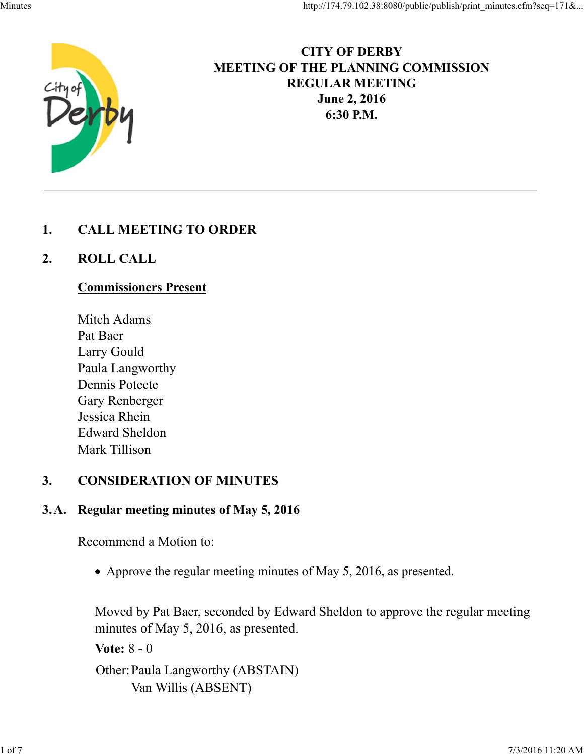# CITY OF DERBY
## MEETING OF THE PLANNING COMMISSION
## REGULAR MEETING
**June 2, 2016**
**6:30 P.M.**

---

## 1. CALL MEETING TO ORDER

## 2. ROLL CALL

**Commissioners Present**

Mitch Adams
Pat Baer
Larry Gould
Paula Langworthy
Dennis Poteete
Gary Renberger
Jessica Rhein
Edward Sheldon
Mark Tillison

## 3. CONSIDERATION OF MINUTES

### 3.A. Regular meeting minutes of May 5, 2016

Recommend a Motion to:

- Approve the regular meeting minutes of May 5, 2016, as presented.

Moved by Pat Baer, seconded by Edward Sheldon to approve the regular meeting minutes of May 5, 2016, as presented.

**Vote:** 8 - 0

Other: Paula Langworthy (ABSTAIN)
Van Willis (ABSENT)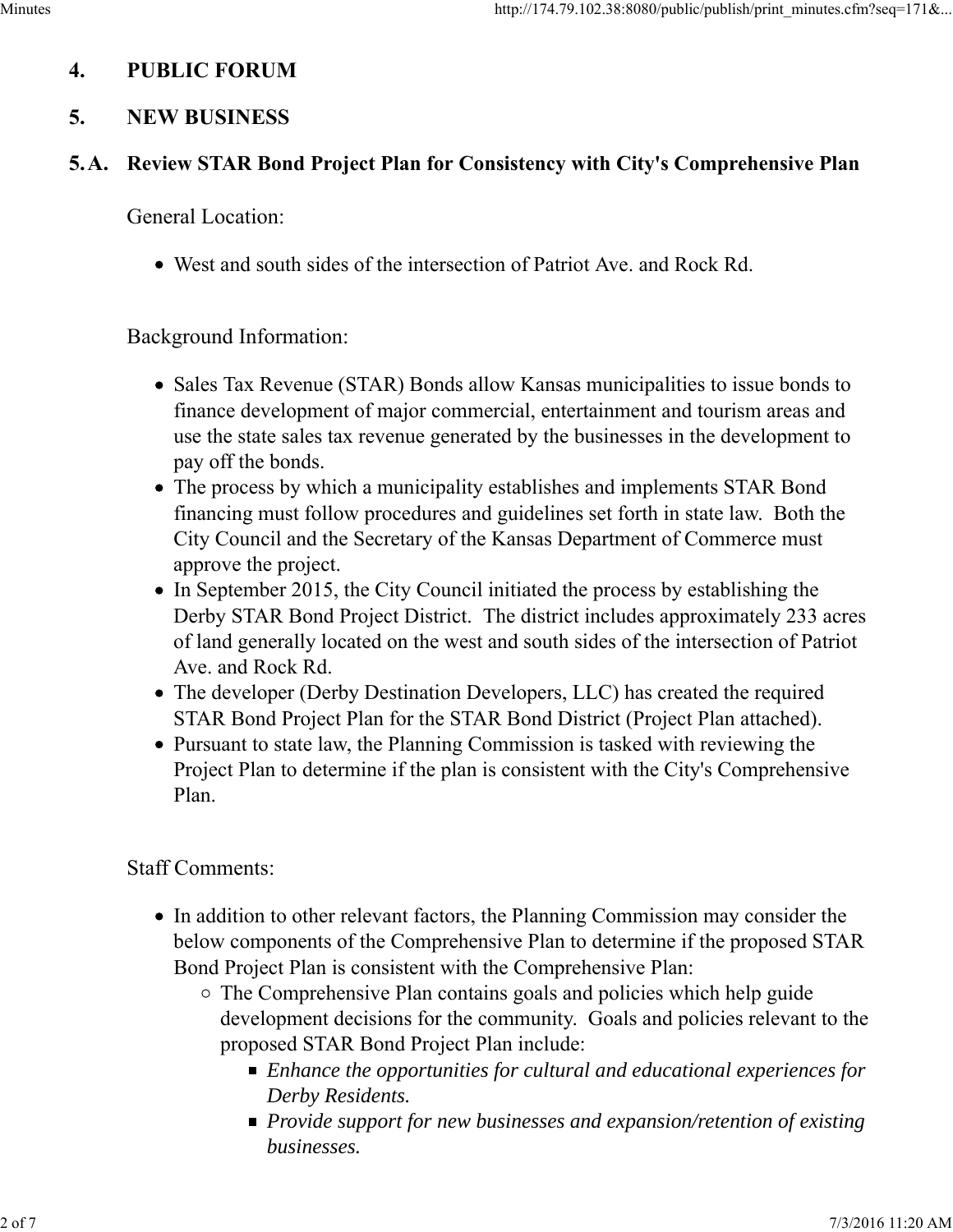## 4. PUBLIC FORUM

## 5. NEW BUSINESS

### 5.A. Review STAR Bond Project Plan for Consistency with City's Comprehensive Plan

General Location:

- West and south sides of the intersection of Patriot Ave. and Rock Rd.

Background Information:

- Sales Tax Revenue (STAR) Bonds allow Kansas municipalities to issue bonds to finance development of major commercial, entertainment and tourism areas and use the state sales tax revenue generated by the businesses in the development to pay off the bonds.
- The process by which a municipality establishes and implements STAR Bond financing must follow procedures and guidelines set forth in state law. Both the City Council and the Secretary of the Kansas Department of Commerce must approve the project.
- In September 2015, the City Council initiated the process by establishing the Derby STAR Bond Project District. The district includes approximately 233 acres of land generally located on the west and south sides of the intersection of Patriot Ave. and Rock Rd.
- The developer (Derby Destination Developers, LLC) has created the required STAR Bond Project Plan for the STAR Bond District (Project Plan attached).
- Pursuant to state law, the Planning Commission is tasked with reviewing the Project Plan to determine if the plan is consistent with the City's Comprehensive Plan.

Staff Comments:

- In addition to other relevant factors, the Planning Commission may consider the below components of the Comprehensive Plan to determine if the proposed STAR Bond Project Plan is consistent with the Comprehensive Plan:
  - The Comprehensive Plan contains goals and policies which help guide development decisions for the community. Goals and policies relevant to the proposed STAR Bond Project Plan include:
    - *Enhance the opportunities for cultural and educational experiences for Derby Residents.*
    - *Provide support for new businesses and expansion/retention of existing businesses.*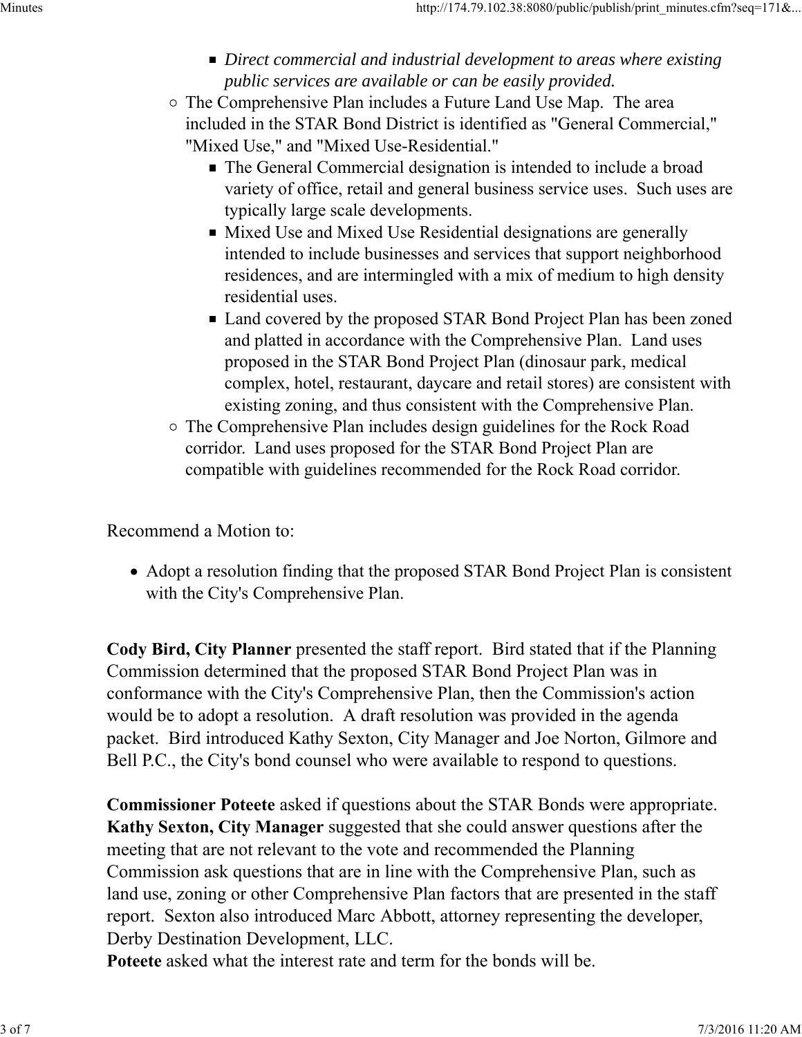- *Direct commercial and industrial development to areas where existing public services are available or can be easily provided.*
  - The Comprehensive Plan includes a Future Land Use Map. The area included in the STAR Bond District is identified as "General Commercial," "Mixed Use," and "Mixed Use-Residential."
    - The General Commercial designation is intended to include a broad variety of office, retail and general business service uses. Such uses are typically large scale developments.
    - Mixed Use and Mixed Use Residential designations are generally intended to include businesses and services that support neighborhood residences, and are intermingled with a mix of medium to high density residential uses.
    - Land covered by the proposed STAR Bond Project Plan has been zoned and platted in accordance with the Comprehensive Plan. Land uses proposed in the STAR Bond Project Plan (dinosaur park, medical complex, hotel, restaurant, daycare and retail stores) are consistent with existing zoning, and thus consistent with the Comprehensive Plan.
  - The Comprehensive Plan includes design guidelines for the Rock Road corridor. Land uses proposed for the STAR Bond Project Plan are compatible with guidelines recommended for the Rock Road corridor.

Recommend a Motion to:

- Adopt a resolution finding that the proposed STAR Bond Project Plan is consistent with the City's Comprehensive Plan.

**Cody Bird, City Planner** presented the staff report. Bird stated that if the Planning Commission determined that the proposed STAR Bond Project Plan was in conformance with the City's Comprehensive Plan, then the Commission's action would be to adopt a resolution. A draft resolution was provided in the agenda packet. Bird introduced Kathy Sexton, City Manager and Joe Norton, Gilmore and Bell P.C., the City's bond counsel who were available to respond to questions.

**Commissioner Poteete** asked if questions about the STAR Bonds were appropriate. **Kathy Sexton, City Manager** suggested that she could answer questions after the meeting that are not relevant to the vote and recommended the Planning Commission ask questions that are in line with the Comprehensive Plan, such as land use, zoning or other Comprehensive Plan factors that are presented in the staff report. Sexton also introduced Marc Abbott, attorney representing the developer, Derby Destination Development, LLC.
**Poteete** asked what the interest rate and term for the bonds will be.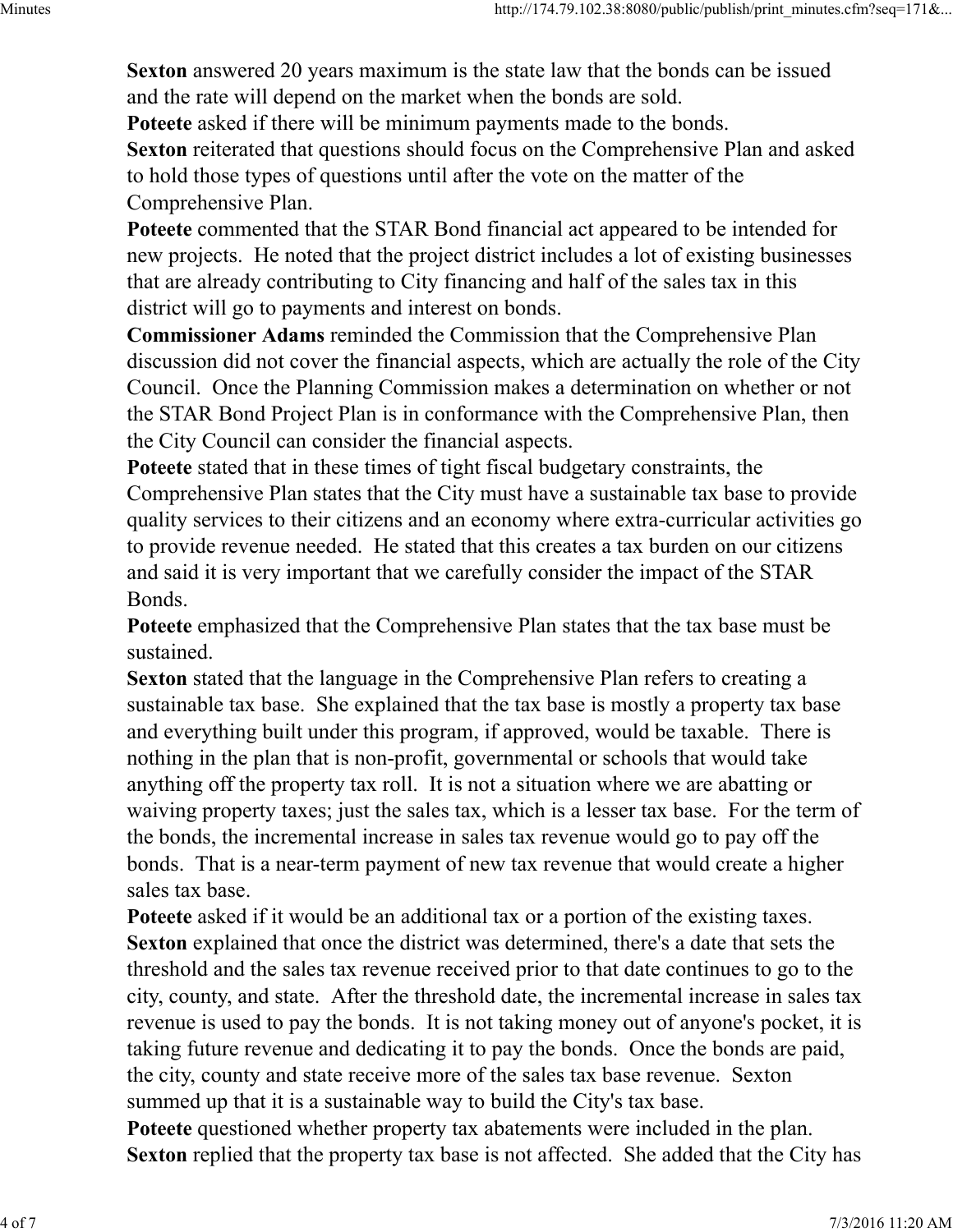**Sexton** answered 20 years maximum is the state law that the bonds can be issued and the rate will depend on the market when the bonds are sold.

**Poteete** asked if there will be minimum payments made to the bonds.

**Sexton** reiterated that questions should focus on the Comprehensive Plan and asked to hold those types of questions until after the vote on the matter of the Comprehensive Plan.

**Poteete** commented that the STAR Bond financial act appeared to be intended for new projects. He noted that the project district includes a lot of existing businesses that are already contributing to City financing and half of the sales tax in this district will go to payments and interest on bonds.

**Commissioner Adams** reminded the Commission that the Comprehensive Plan discussion did not cover the financial aspects, which are actually the role of the City Council. Once the Planning Commission makes a determination on whether or not the STAR Bond Project Plan is in conformance with the Comprehensive Plan, then the City Council can consider the financial aspects.

**Poteete** stated that in these times of tight fiscal budgetary constraints, the Comprehensive Plan states that the City must have a sustainable tax base to provide quality services to their citizens and an economy where extra-curricular activities go to provide revenue needed. He stated that this creates a tax burden on our citizens and said it is very important that we carefully consider the impact of the STAR Bonds.

**Poteete** emphasized that the Comprehensive Plan states that the tax base must be sustained.

**Sexton** stated that the language in the Comprehensive Plan refers to creating a sustainable tax base. She explained that the tax base is mostly a property tax base and everything built under this program, if approved, would be taxable. There is nothing in the plan that is non-profit, governmental or schools that would take anything off the property tax roll. It is not a situation where we are abatting or waiving property taxes; just the sales tax, which is a lesser tax base. For the term of the bonds, the incremental increase in sales tax revenue would go to pay off the bonds. That is a near-term payment of new tax revenue that would create a higher sales tax base.

**Poteete** asked if it would be an additional tax or a portion of the existing taxes.

**Sexton** explained that once the district was determined, there's a date that sets the threshold and the sales tax revenue received prior to that date continues to go to the city, county, and state. After the threshold date, the incremental increase in sales tax revenue is used to pay the bonds. It is not taking money out of anyone's pocket, it is taking future revenue and dedicating it to pay the bonds. Once the bonds are paid, the city, county and state receive more of the sales tax base revenue. Sexton summed up that it is a sustainable way to build the City's tax base.

**Poteete** questioned whether property tax abatements were included in the plan.

**Sexton** replied that the property tax base is not affected. She added that the City has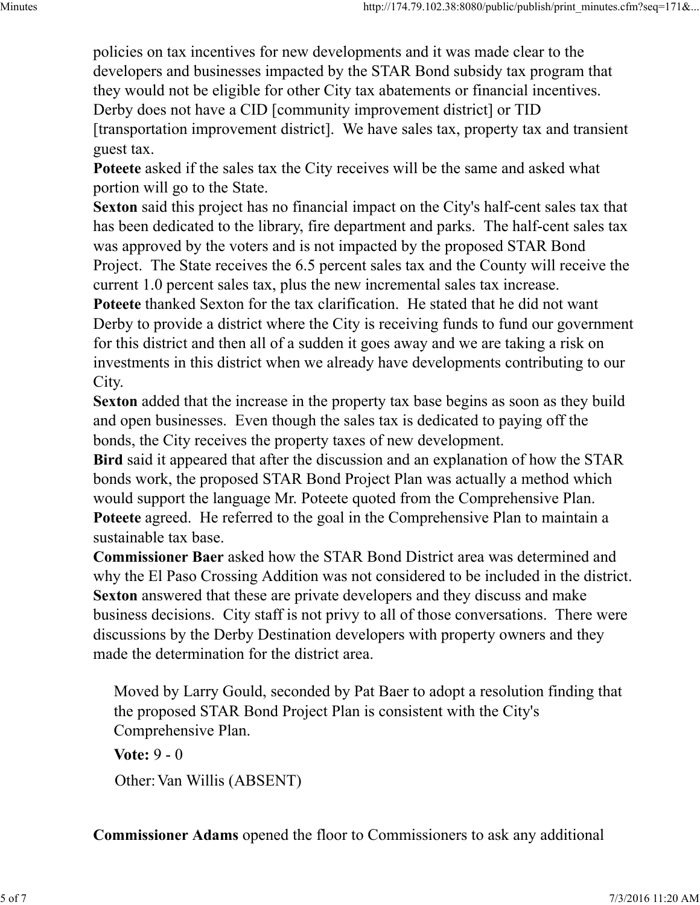policies on tax incentives for new developments and it was made clear to the developers and businesses impacted by the STAR Bond subsidy tax program that they would not be eligible for other City tax abatements or financial incentives. Derby does not have a CID [community improvement district] or TID [transportation improvement district]. We have sales tax, property tax and transient guest tax.

**Poteete** asked if the sales tax the City receives will be the same and asked what portion will go to the State.

**Sexton** said this project has no financial impact on the City's half-cent sales tax that has been dedicated to the library, fire department and parks. The half-cent sales tax was approved by the voters and is not impacted by the proposed STAR Bond Project. The State receives the 6.5 percent sales tax and the County will receive the current 1.0 percent sales tax, plus the new incremental sales tax increase.

**Poteete** thanked Sexton for the tax clarification. He stated that he did not want Derby to provide a district where the City is receiving funds to fund our government for this district and then all of a sudden it goes away and we are taking a risk on investments in this district when we already have developments contributing to our City.

**Sexton** added that the increase in the property tax base begins as soon as they build and open businesses. Even though the sales tax is dedicated to paying off the bonds, the City receives the property taxes of new development.

**Bird** said it appeared that after the discussion and an explanation of how the STAR bonds work, the proposed STAR Bond Project Plan was actually a method which would support the language Mr. Poteete quoted from the Comprehensive Plan.

**Poteete** agreed. He referred to the goal in the Comprehensive Plan to maintain a sustainable tax base.

**Commissioner Baer** asked how the STAR Bond District area was determined and why the El Paso Crossing Addition was not considered to be included in the district.

**Sexton** answered that these are private developers and they discuss and make business decisions. City staff is not privy to all of those conversations. There were discussions by the Derby Destination developers with property owners and they made the determination for the district area.

Moved by Larry Gould, seconded by Pat Baer to adopt a resolution finding that the proposed STAR Bond Project Plan is consistent with the City's Comprehensive Plan.

**Vote:** 9 - 0

Other: Van Willis (ABSENT)

**Commissioner Adams** opened the floor to Commissioners to ask any additional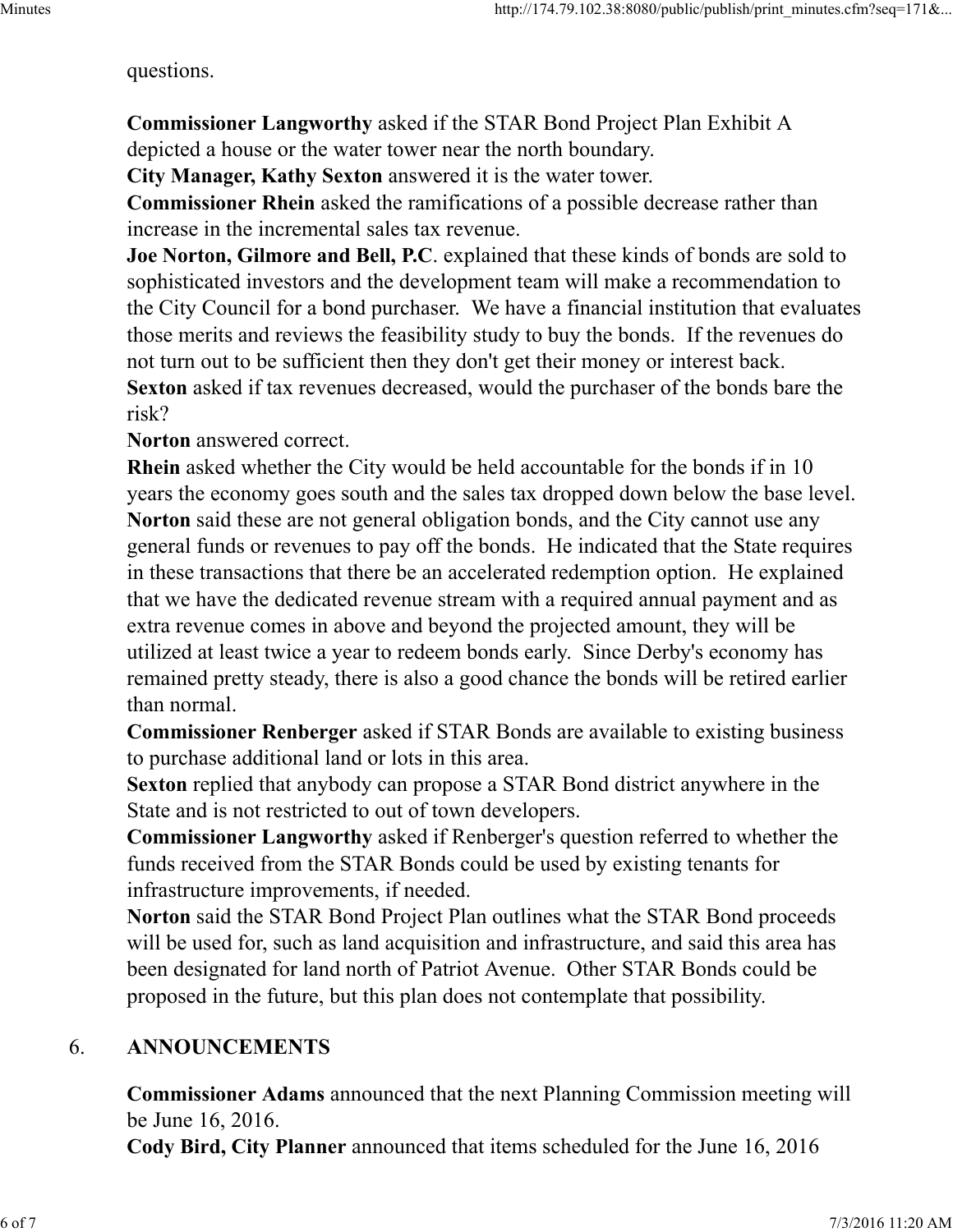questions.

**Commissioner Langworthy** asked if the STAR Bond Project Plan Exhibit A depicted a house or the water tower near the north boundary.
**City Manager, Kathy Sexton** answered it is the water tower.
**Commissioner Rhein** asked the ramifications of a possible decrease rather than increase in the incremental sales tax revenue.
**Joe Norton, Gilmore and Bell, P.C**. explained that these kinds of bonds are sold to sophisticated investors and the development team will make a recommendation to the City Council for a bond purchaser. We have a financial institution that evaluates those merits and reviews the feasibility study to buy the bonds. If the revenues do not turn out to be sufficient then they don't get their money or interest back.
**Sexton** asked if tax revenues decreased, would the purchaser of the bonds bare the risk?
**Norton** answered correct.
**Rhein** asked whether the City would be held accountable for the bonds if in 10 years the economy goes south and the sales tax dropped down below the base level.
**Norton** said these are not general obligation bonds, and the City cannot use any general funds or revenues to pay off the bonds. He indicated that the State requires in these transactions that there be an accelerated redemption option. He explained that we have the dedicated revenue stream with a required annual payment and as extra revenue comes in above and beyond the projected amount, they will be utilized at least twice a year to redeem bonds early. Since Derby's economy has remained pretty steady, there is also a good chance the bonds will be retired earlier than normal.
**Commissioner Renberger** asked if STAR Bonds are available to existing business to purchase additional land or lots in this area.
**Sexton** replied that anybody can propose a STAR Bond district anywhere in the State and is not restricted to out of town developers.
**Commissioner Langworthy** asked if Renberger's question referred to whether the funds received from the STAR Bonds could be used by existing tenants for infrastructure improvements, if needed.
**Norton** said the STAR Bond Project Plan outlines what the STAR Bond proceeds will be used for, such as land acquisition and infrastructure, and said this area has been designated for land north of Patriot Avenue. Other STAR Bonds could be proposed in the future, but this plan does not contemplate that possibility.

## 6. ANNOUNCEMENTS

**Commissioner Adams** announced that the next Planning Commission meeting will be June 16, 2016.
**Cody Bird, City Planner** announced that items scheduled for the June 16, 2016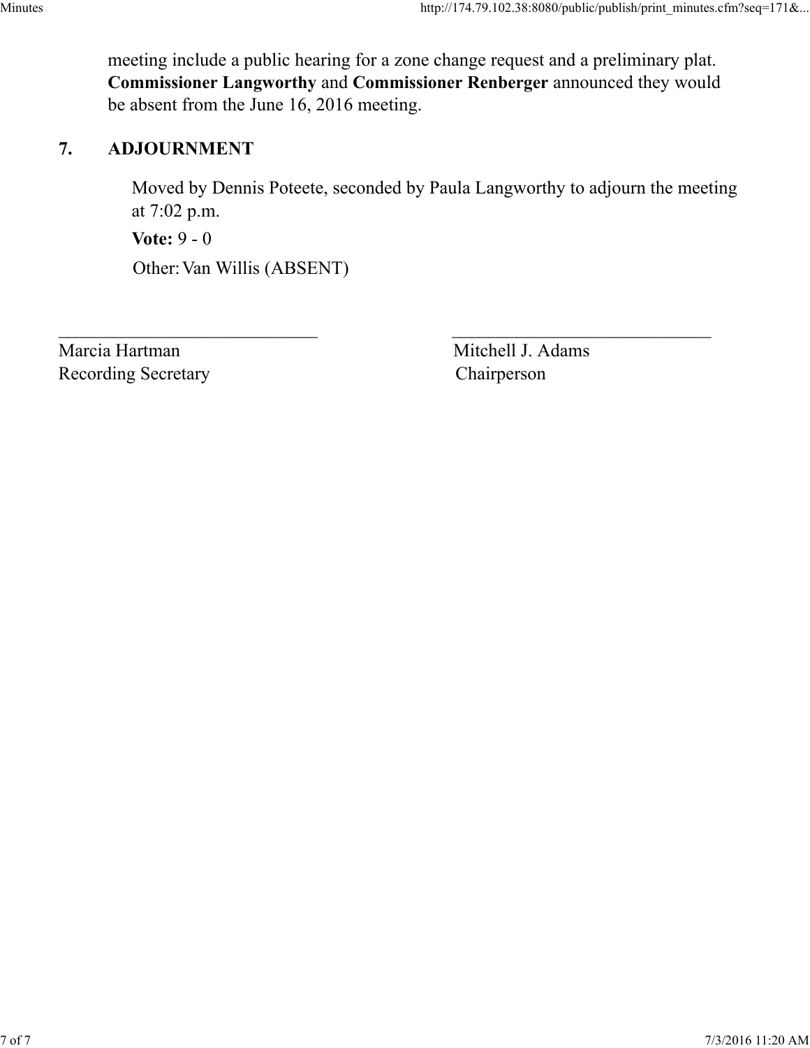meeting include a public hearing for a zone change request and a preliminary plat. **Commissioner Langworthy** and **Commissioner Renberger** announced they would be absent from the June 16, 2016 meeting.

## 7. ADJOURNMENT

Moved by Dennis Poteete, seconded by Paula Langworthy to adjourn the meeting at 7:02 p.m.

**Vote:** 9 - 0

Other: Van Willis (ABSENT)

\_\_\_\_\_\_\_\_\_\_\_\_\_\_\_\_\_\_\_\_\_\_\_\_\_\_\_\_\_\_
Marcia Hartman
Recording Secretary

\_\_\_\_\_\_\_\_\_\_\_\_\_\_\_\_\_\_\_\_\_\_\_\_\_\_\_\_\_\_
Mitchell J. Adams
Chairperson